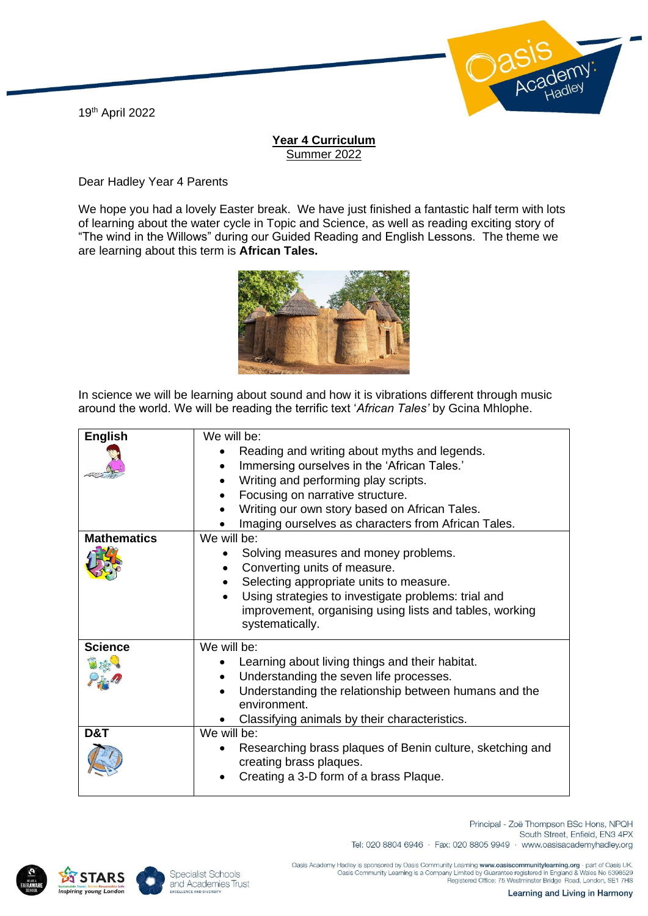19th April 2022

**Year 4 Curriculum**
Summer 2022

Dear Hadley Year 4 Parents

We hope you had a lovely Easter break. We have just finished a fantastic half term with lots of learning about the water cycle in Topic and Science, as well as reading exciting story of "The wind in the Willows" during our Guided Reading and English Lessons. The theme we are learning about this term is **African Tales.**

In science we will be learning about sound and how it is vibrations different through music around the world. We will be reading the terrific text '*African Tales'* by Gcina Mhlophe.

| | |
|---|---|
| **English** | We will be:<br>• Reading and writing about myths and legends.<br>• Immersing ourselves in the 'African Tales.'<br>• Writing and performing play scripts.<br>• Focusing on narrative structure.<br>• Writing our own story based on African Tales.<br>• Imaging ourselves as characters from African Tales. |
| **Mathematics** | We will be:<br>• Solving measures and money problems.<br>• Converting units of measure.<br>• Selecting appropriate units to measure.<br>• Using strategies to investigate problems: trial and improvement, organising using lists and tables, working systematically. |
| **Science** | We will be:<br>• Learning about living things and their habitat.<br>• Understanding the seven life processes.<br>• Understanding the relationship between humans and the environment.<br>• Classifying animals by their characteristics. |
| **D&T** | We will be:<br>• Researching brass plaques of Benin culture, sketching and creating brass plaques.<br>• Creating a 3-D form of a brass Plaque. |

Principal - Zoë Thompson BSc Hons, NPQH
South Street, Enfield, EN3 4PX
Tel: 020 8804 6946 · Fax: 020 8805 9949 · www.oasisacademyhadley.org

Oasis Academy Hadley is sponsored by Oasis Community Learning www.oasiscommunitylearning.org - part of Oasis UK.
Oasis Community Learning is a Company Limited by Guarantee registered in England & Wales No 5398529
Registered Office: 75 Westminster Bridge Road, London, SE1 7HS

Learning and Living in Harmony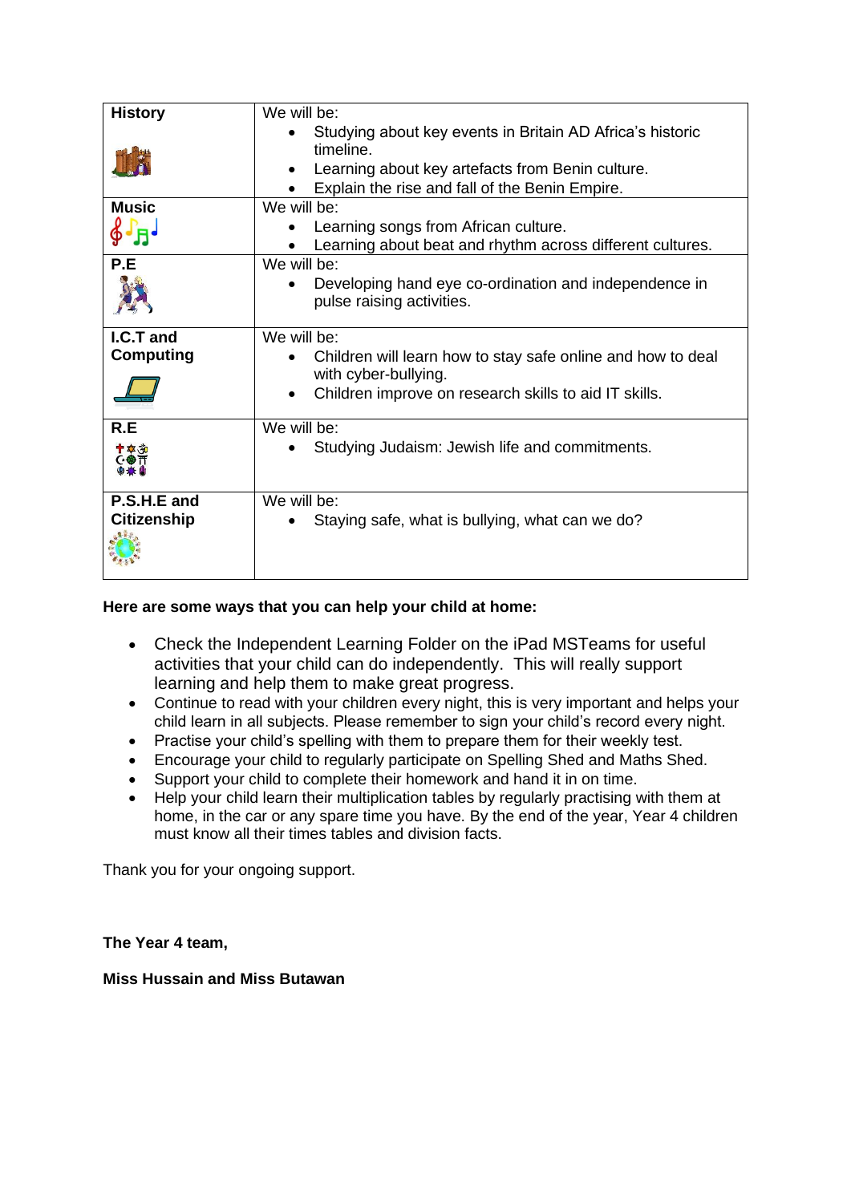| | |
|---|---|
| **History** | We will be:<br>• Studying about key events in Britain AD Africa's historic timeline.<br>• Learning about key artefacts from Benin culture.<br>• Explain the rise and fall of the Benin Empire. |
| **Music** | We will be:<br>• Learning songs from African culture.<br>• Learning about beat and rhythm across different cultures. |
| **P.E** | We will be:<br>• Developing hand eye co-ordination and independence in pulse raising activities. |
| **I.C.T and Computing** | We will be:<br>• Children will learn how to stay safe online and how to deal with cyber-bullying.<br>• Children improve on research skills to aid IT skills. |
| **R.E** | We will be:<br>• Studying Judaism: Jewish life and commitments. |
| **P.S.H.E and Citizenship** | We will be:<br>• Staying safe, what is bullying, what can we do? |

**Here are some ways that you can help your child at home:**

- Check the Independent Learning Folder on the iPad MSTeams for useful activities that your child can do independently. This will really support learning and help them to make great progress.
- Continue to read with your children every night, this is very important and helps your child learn in all subjects. Please remember to sign your child's record every night.
- Practise your child's spelling with them to prepare them for their weekly test.
- Encourage your child to regularly participate on Spelling Shed and Maths Shed.
- Support your child to complete their homework and hand it in on time.
- Help your child learn their multiplication tables by regularly practising with them at home, in the car or any spare time you have. By the end of the year, Year 4 children must know all their times tables and division facts.

Thank you for your ongoing support.

**The Year 4 team,**

**Miss Hussain and Miss Butawan**